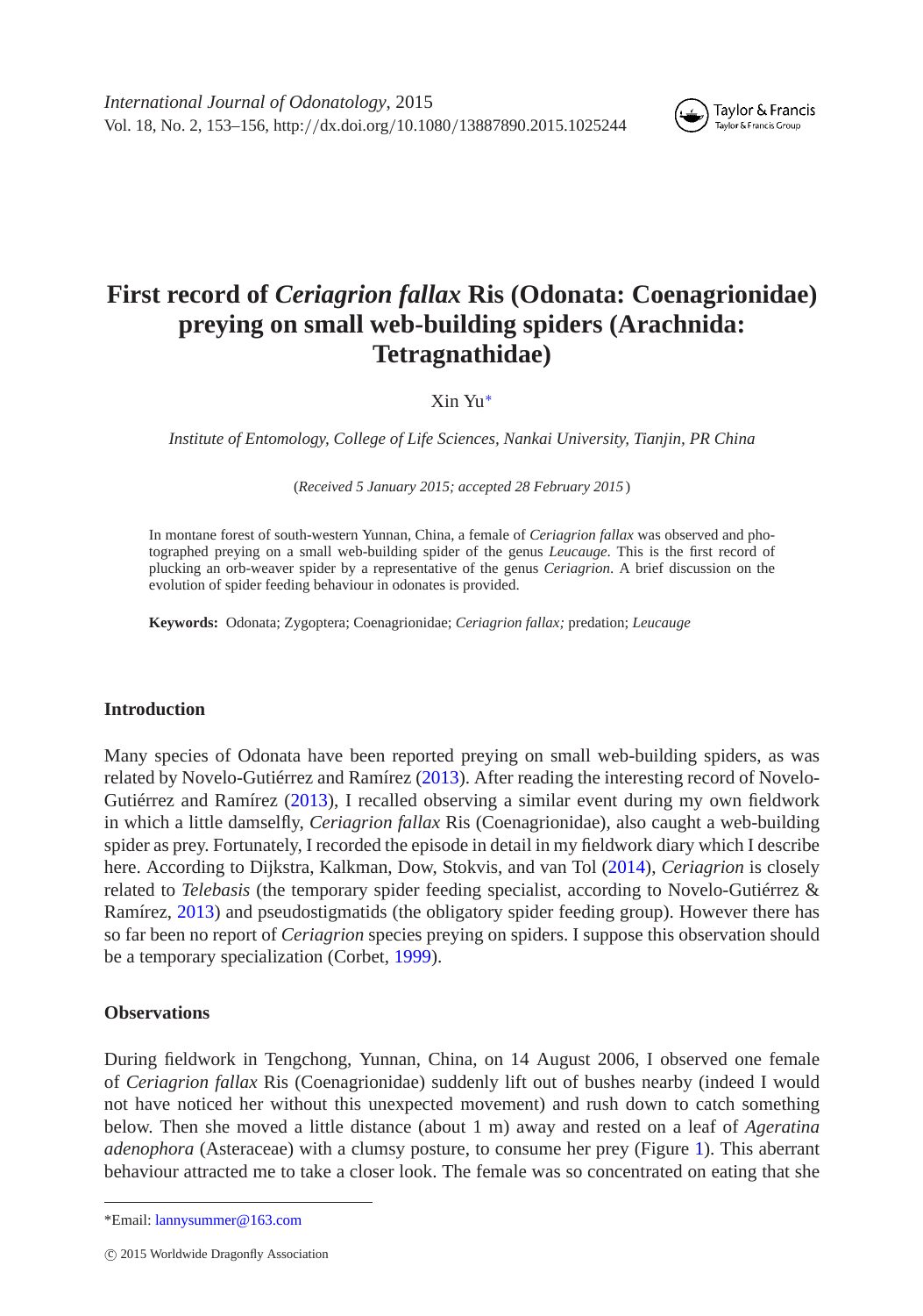# First record of *Ceriagrion fallax* Ris (Odonata: Coenagrionidae) preying on small web-building spiders (Arachnida: Tetragnathidae)

Xin Yu*

*Institute of Entomology, College of Life Sciences, Nankai University, Tianjin, PR China*

(*Received 5 January 2015; accepted 28 February 2015*)

In montane forest of south-western Yunnan, China, a female of *Ceriagrion fallax* was observed and photographed preying on a small web-building spider of the genus *Leucauge*. This is the first record of plucking an orb-weaver spider by a representative of the genus *Ceriagrion*. A brief discussion on the evolution of spider feeding behaviour in odonates is provided.

**Keywords:** Odonata; Zygoptera; Coenagrionidae; *Ceriagrion fallax;* predation; *Leucauge*

## Introduction

Many species of Odonata have been reported preying on small web-building spiders, as was related by Novelo-Gutiérrez and Ramírez (2013). After reading the interesting record of Novelo-Gutiérrez and Ramírez (2013), I recalled observing a similar event during my own fieldwork in which a little damselfly, *Ceriagrion fallax* Ris (Coenagrionidae), also caught a web-building spider as prey. Fortunately, I recorded the episode in detail in my fieldwork diary which I describe here. According to Dijkstra, Kalkman, Dow, Stokvis, and van Tol (2014), *Ceriagrion* is closely related to *Telebasis* (the temporary spider feeding specialist, according to Novelo-Gutiérrez & Ramírez, 2013) and pseudostigmatids (the obligatory spider feeding group). However there has so far been no report of *Ceriagrion* species preying on spiders. I suppose this observation should be a temporary specialization (Corbet, 1999).

## Observations

During fieldwork in Tengchong, Yunnan, China, on 14 August 2006, I observed one female of *Ceriagrion fallax* Ris (Coenagrionidae) suddenly lift out of bushes nearby (indeed I would not have noticed her without this unexpected movement) and rush down to catch something below. Then she moved a little distance (about 1 m) away and rested on a leaf of *Ageratina adenophora* (Asteraceae) with a clumsy posture, to consume her prey (Figure 1). This aberrant behaviour attracted me to take a closer look. The female was so concentrated on eating that she

*Email: lannysummer@163.com

© 2015 Worldwide Dragonfly Association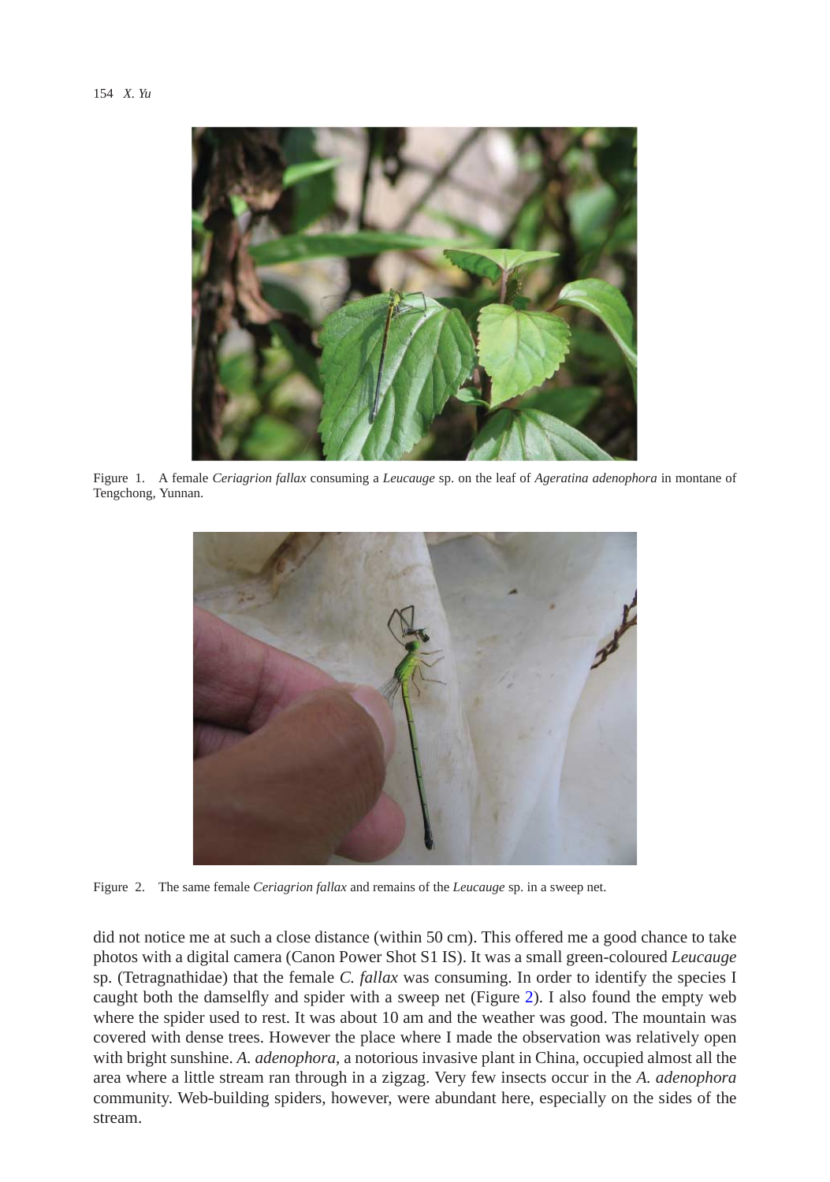Figure 1. A female *Ceriagrion fallax* consuming a *Leucauge* sp. on the leaf of *Ageratina adenophora* in montane of Tengchong, Yunnan.

Figure 2. The same female *Ceriagrion fallax* and remains of the *Leucauge* sp. in a sweep net.

did not notice me at such a close distance (within 50 cm). This offered me a good chance to take photos with a digital camera (Canon Power Shot S1 IS). It was a small green-coloured *Leucauge* sp. (Tetragnathidae) that the female *C. fallax* was consuming. In order to identify the species I caught both the damselfly and spider with a sweep net (Figure 2). I also found the empty web where the spider used to rest. It was about 10 am and the weather was good. The mountain was covered with dense trees. However the place where I made the observation was relatively open with bright sunshine. *A. adenophora*, a notorious invasive plant in China, occupied almost all the area where a little stream ran through in a zigzag. Very few insects occur in the *A. adenophora* community. Web-building spiders, however, were abundant here, especially on the sides of the stream.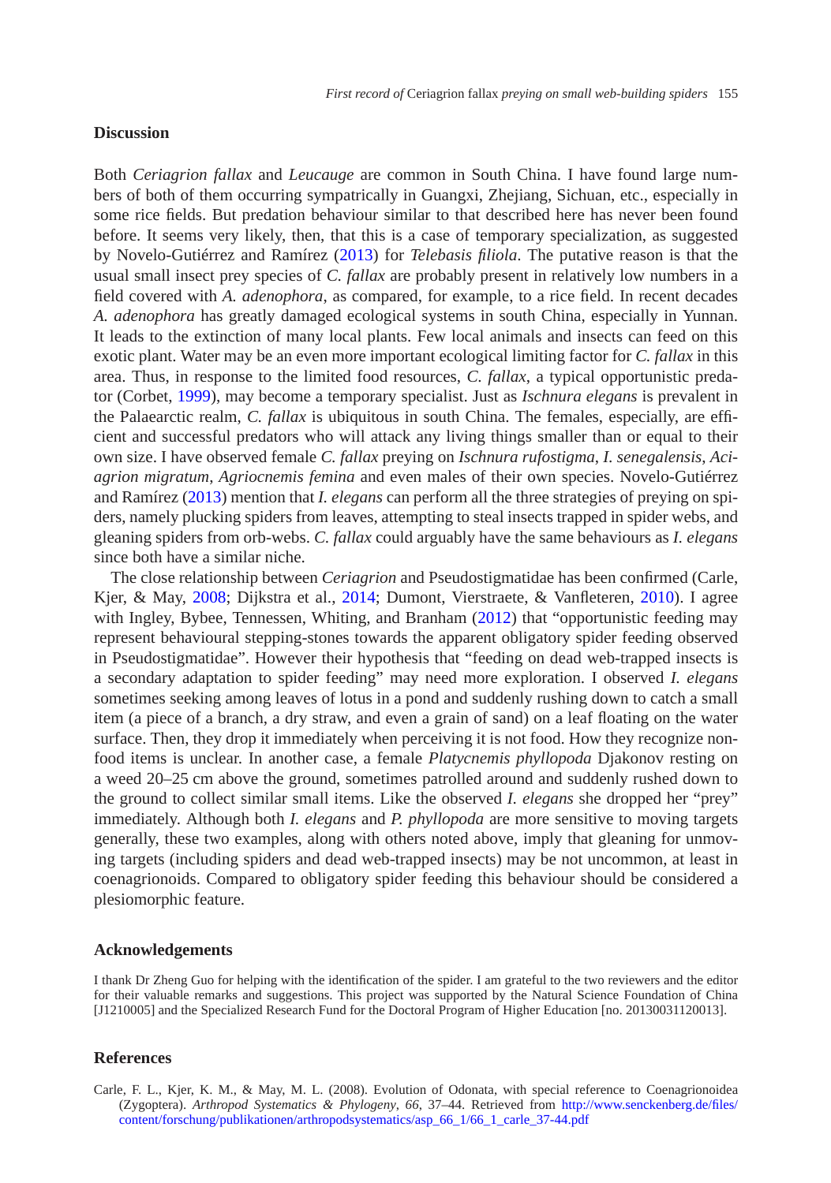## Discussion

Both *Ceriagrion fallax* and *Leucauge* are common in South China. I have found large numbers of both of them occurring sympatrically in Guangxi, Zhejiang, Sichuan, etc., especially in some rice fields. But predation behaviour similar to that described here has never been found before. It seems very likely, then, that this is a case of temporary specialization, as suggested by Novelo-Gutiérrez and Ramírez (2013) for *Telebasis filiola*. The putative reason is that the usual small insect prey species of *C. fallax* are probably present in relatively low numbers in a field covered with *A. adenophora*, as compared, for example, to a rice field. In recent decades *A. adenophora* has greatly damaged ecological systems in south China, especially in Yunnan. It leads to the extinction of many local plants. Few local animals and insects can feed on this exotic plant. Water may be an even more important ecological limiting factor for *C. fallax* in this area. Thus, in response to the limited food resources, *C. fallax*, a typical opportunistic predator (Corbet, 1999), may become a temporary specialist. Just as *Ischnura elegans* is prevalent in the Palaearctic realm, *C. fallax* is ubiquitous in south China. The females, especially, are efficient and successful predators who will attack any living things smaller than or equal to their own size. I have observed female *C. fallax* preying on *Ischnura rufostigma*, *I. senegalensis*, *Aciagrion migratum*, *Agriocnemis femina* and even males of their own species. Novelo-Gutiérrez and Ramírez (2013) mention that *I. elegans* can perform all the three strategies of preying on spiders, namely plucking spiders from leaves, attempting to steal insects trapped in spider webs, and gleaning spiders from orb-webs. *C. fallax* could arguably have the same behaviours as *I. elegans* since both have a similar niche.

The close relationship between *Ceriagrion* and Pseudostigmatidae has been confirmed (Carle, Kjer, & May, 2008; Dijkstra et al., 2014; Dumont, Vierstraete, & Vanfleteren, 2010). I agree with Ingley, Bybee, Tennessen, Whiting, and Branham (2012) that "opportunistic feeding may represent behavioural stepping-stones towards the apparent obligatory spider feeding observed in Pseudostigmatidae". However their hypothesis that "feeding on dead web-trapped insects is a secondary adaptation to spider feeding" may need more exploration. I observed *I. elegans* sometimes seeking among leaves of lotus in a pond and suddenly rushing down to catch a small item (a piece of a branch, a dry straw, and even a grain of sand) on a leaf floating on the water surface. Then, they drop it immediately when perceiving it is not food. How they recognize non-food items is unclear. In another case, a female *Platycnemis phyllopoda* Djakonov resting on a weed 20–25 cm above the ground, sometimes patrolled around and suddenly rushed down to the ground to collect similar small items. Like the observed *I. elegans* she dropped her "prey" immediately. Although both *I. elegans* and *P. phyllopoda* are more sensitive to moving targets generally, these two examples, along with others noted above, imply that gleaning for unmoving targets (including spiders and dead web-trapped insects) may be not uncommon, at least in coenagrionoids. Compared to obligatory spider feeding this behaviour should be considered a plesiomorphic feature.

## Acknowledgements

I thank Dr Zheng Guo for helping with the identification of the spider. I am grateful to the two reviewers and the editor for their valuable remarks and suggestions. This project was supported by the Natural Science Foundation of China [J1210005] and the Specialized Research Fund for the Doctoral Program of Higher Education [no. 20130031120013].

## References

Carle, F. L., Kjer, K. M., & May, M. L. (2008). Evolution of Odonata, with special reference to Coenagrionoidea (Zygoptera). *Arthropod Systematics & Phylogeny*, *66*, 37–44. Retrieved from http://www.senckenberg.de/files/content/forschung/publikationen/arthropodsystematics/asp_66_1/66_1_carle_37-44.pdf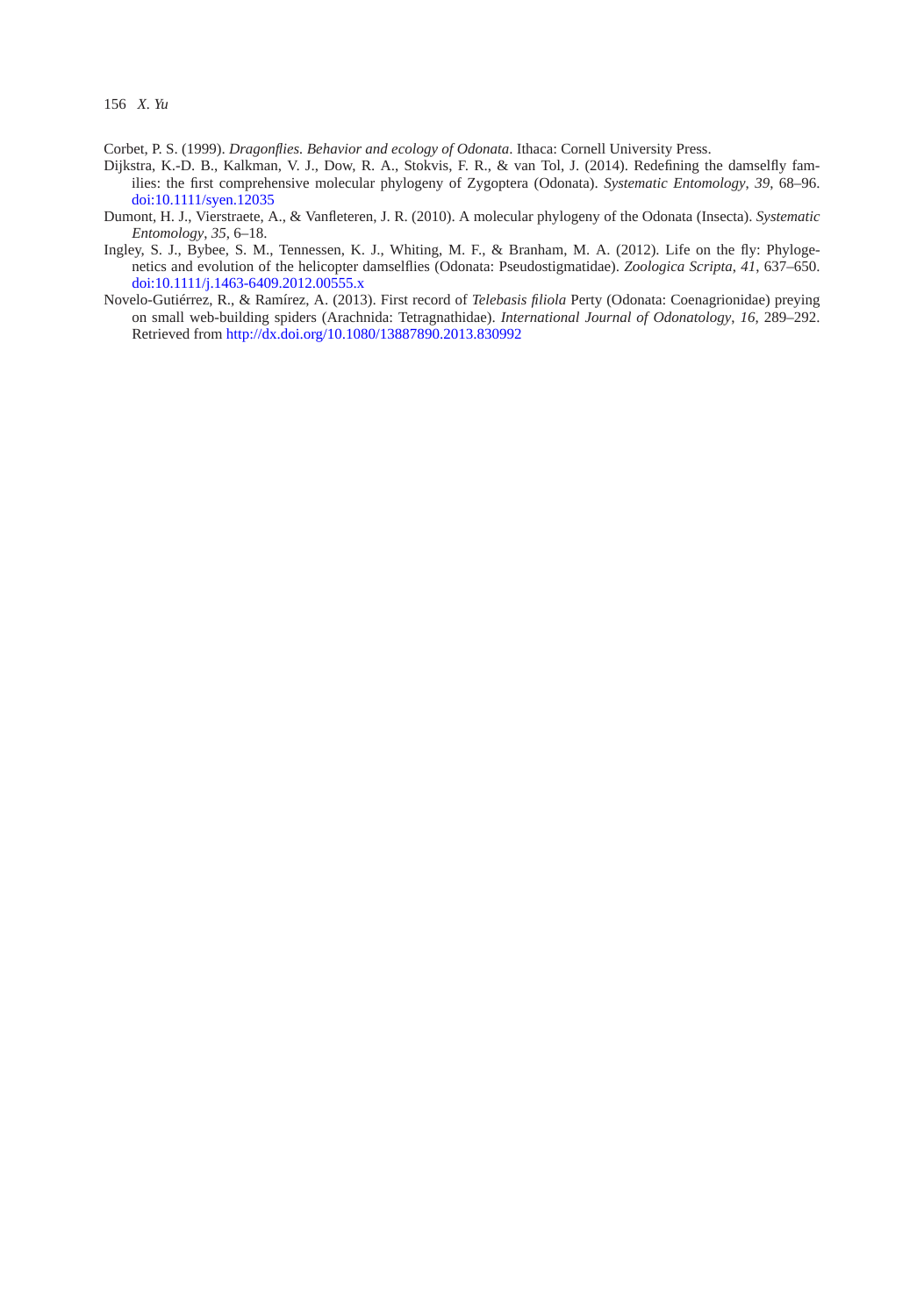Corbet, P. S. (1999). *Dragonflies. Behavior and ecology of Odonata*. Ithaca: Cornell University Press.

Dijkstra, K.-D. B., Kalkman, V. J., Dow, R. A., Stokvis, F. R., & van Tol, J. (2014). Redefining the damselfly families: the first comprehensive molecular phylogeny of Zygoptera (Odonata). *Systematic Entomology*, *39*, 68–96. doi:10.1111/syen.12035

Dumont, H. J., Vierstraete, A., & Vanfleteren, J. R. (2010). A molecular phylogeny of the Odonata (Insecta). *Systematic Entomology*, *35*, 6–18.

Ingley, S. J., Bybee, S. M., Tennessen, K. J., Whiting, M. F., & Branham, M. A. (2012). Life on the fly: Phylogenetics and evolution of the helicopter damselflies (Odonata: Pseudostigmatidae). *Zoologica Scripta*, *41*, 637–650. doi:10.1111/j.1463-6409.2012.00555.x

Novelo-Gutiérrez, R., & Ramírez, A. (2013). First record of *Telebasis filiola* Perty (Odonata: Coenagrionidae) preying on small web-building spiders (Arachnida: Tetragnathidae). *International Journal of Odonatology*, *16*, 289–292. Retrieved from http://dx.doi.org/10.1080/13887890.2013.830992